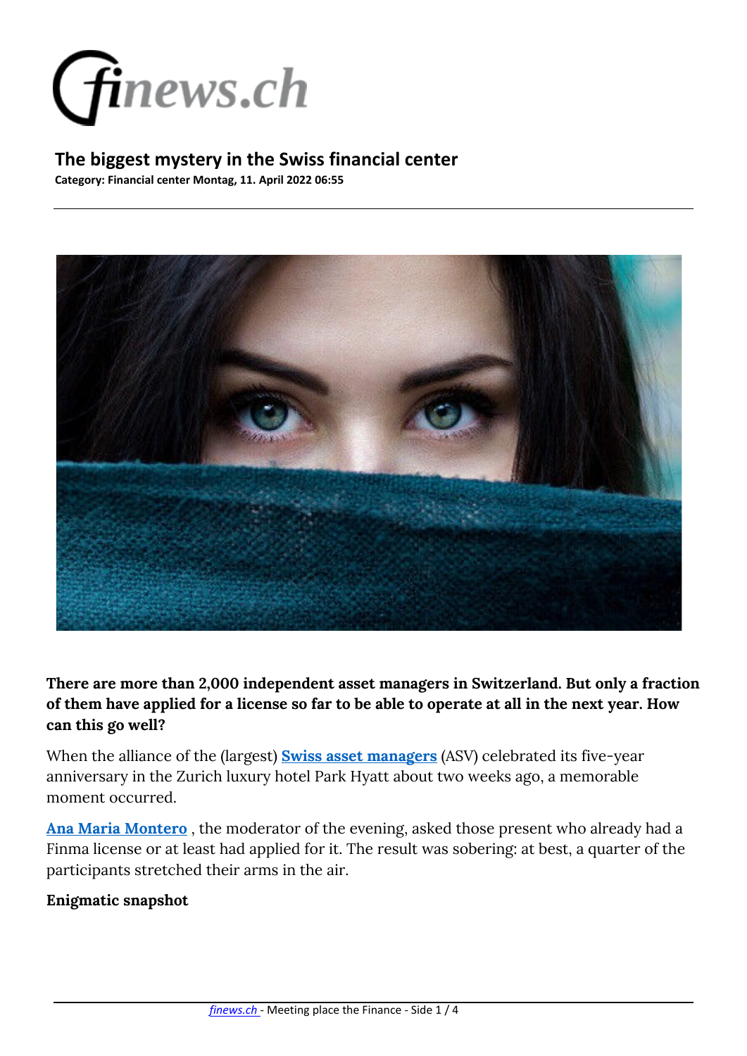# The biggest mystery in the Swiss financial center

**Category: Financial center Montag, 11. April 2022 06:55**

**There are more than 2,000 independent asset managers in Switzerland. But only a fraction of them have applied for a license so far to be able to operate at all in the next year. How can this go well?**

When the alliance of the (largest) **Swiss asset managers** (ASV) celebrated its five-year anniversary in the Zurich luxury hotel Park Hyatt about two weeks ago, a memorable moment occurred.

**Ana Maria Montero** , the moderator of the evening, asked those present who already had a Finma license or at least had applied for it. The result was sobering: at best, a quarter of the participants stretched their arms in the air.

**Enigmatic snapshot**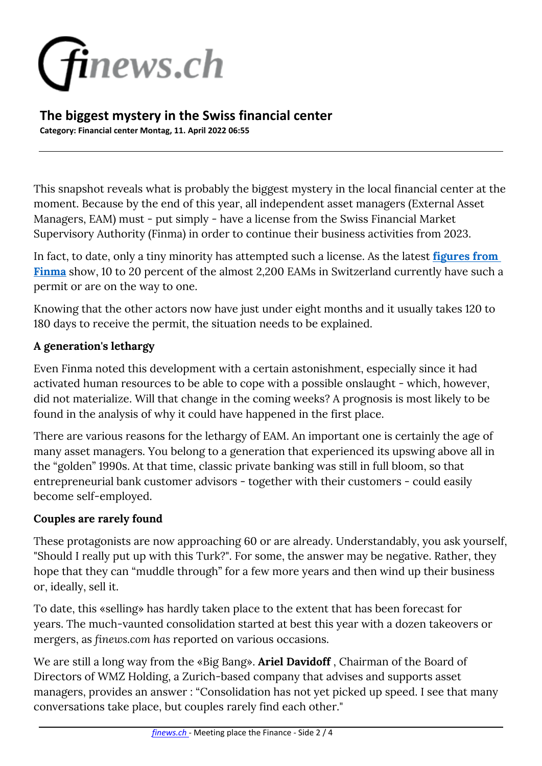## The biggest mystery in the Swiss financial center

**Category: Financial center Montag, 11. April 2022 06:55**

---

This snapshot reveals what is probably the biggest mystery in the local financial center at the moment. Because by the end of this year, all independent asset managers (External Asset Managers, EAM) must - put simply - have a license from the Swiss Financial Market Supervisory Authority (Finma) in order to continue their business activities from 2023.

In fact, to date, only a tiny minority has attempted such a license. As the latest **figures from Finma** show, 10 to 20 percent of the almost 2,200 EAMs in Switzerland currently have such a permit or are on the way to one.

Knowing that the other actors now have just under eight months and it usually takes 120 to 180 days to receive the permit, the situation needs to be explained.

### A generation's lethargy

Even Finma noted this development with a certain astonishment, especially since it had activated human resources to be able to cope with a possible onslaught - which, however, did not materialize. Will that change in the coming weeks? A prognosis is most likely to be found in the analysis of why it could have happened in the first place.

There are various reasons for the lethargy of EAM. An important one is certainly the age of many asset managers. You belong to a generation that experienced its upswing above all in the “golden” 1990s. At that time, classic private banking was still in full bloom, so that entrepreneurial bank customer advisors - together with their customers - could easily become self-employed.

### Couples are rarely found

These protagonists are now approaching 60 or are already. Understandably, you ask yourself, "Should I really put up with this Turk?". For some, the answer may be negative. Rather, they hope that they can “muddle through” for a few more years and then wind up their business or, ideally, sell it.

To date, this «selling» has hardly taken place to the extent that has been forecast for years. The much-vaunted consolidation started at best this year with a dozen takeovers or mergers, as *finews.com has* reported on various occasions.

We are still a long way from the «Big Bang». **Ariel Davidoff** , Chairman of the Board of Directors of WMZ Holding, a Zurich-based company that advises and supports asset managers, provides an answer : “Consolidation has not yet picked up speed. I see that many conversations take place, but couples rarely find each other."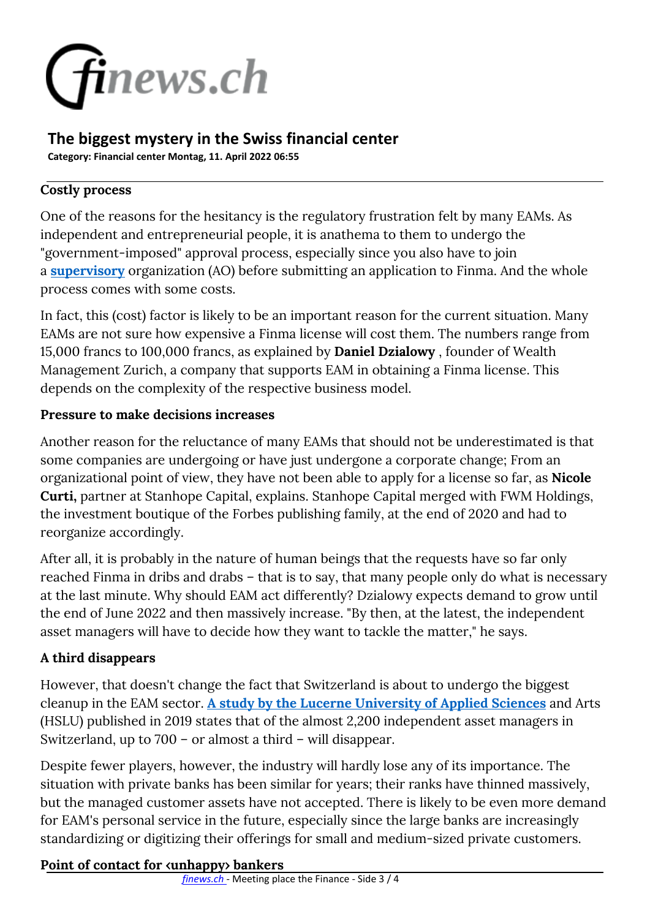## Costly process

One of the reasons for the hesitancy is the regulatory frustration felt by many EAMs. As independent and entrepreneurial people, it is anathema to them to undergo the "government-imposed" approval process, especially since you also have to join a **supervisory** organization (AO) before submitting an application to Finma. And the whole process comes with some costs.

In fact, this (cost) factor is likely to be an important reason for the current situation. Many EAMs are not sure how expensive a Finma license will cost them. The numbers range from 15,000 francs to 100,000 francs, as explained by **Daniel Dzialowy** , founder of Wealth Management Zurich, a company that supports EAM in obtaining a Finma license. This depends on the complexity of the respective business model.

## Pressure to make decisions increases

Another reason for the reluctance of many EAMs that should not be underestimated is that some companies are undergoing or have just undergone a corporate change; From an organizational point of view, they have not been able to apply for a license so far, as **Nicole Curti,** partner at Stanhope Capital, explains. Stanhope Capital merged with FWM Holdings, the investment boutique of the Forbes publishing family, at the end of 2020 and had to reorganize accordingly.

After all, it is probably in the nature of human beings that the requests have so far only reached Finma in dribs and drabs – that is to say, that many people only do what is necessary at the last minute. Why should EAM act differently? Dzialowy expects demand to grow until the end of June 2022 and then massively increase. "By then, at the latest, the independent asset managers will have to decide how they want to tackle the matter," he says.

## A third disappears

However, that doesn't change the fact that Switzerland is about to undergo the biggest cleanup in the EAM sector. **A study by the Lucerne University of Applied Sciences** and Arts (HSLU) published in 2019 states that of the almost 2,200 independent asset managers in Switzerland, up to 700 – or almost a third – will disappear.

Despite fewer players, however, the industry will hardly lose any of its importance. The situation with private banks has been similar for years; their ranks have thinned massively, but the managed customer assets have not accepted. There is likely to be even more demand for EAM's personal service in the future, especially since the large banks are increasingly standardizing or digitizing their offerings for small and medium-sized private customers.

## Point of contact for ‹unhappy› bankers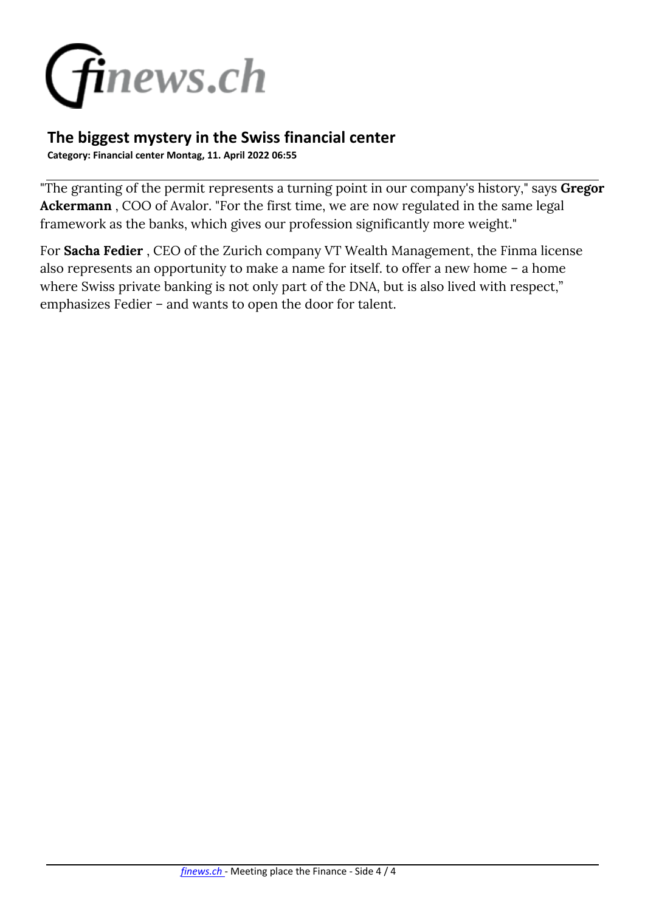"The granting of the permit represents a turning point in our company's history," says **Gregor Ackermann** , COO of Avalor. "For the first time, we are now regulated in the same legal framework as the banks, which gives our profession significantly more weight."

For **Sacha Fedier** , CEO of the Zurich company VT Wealth Management, the Finma license also represents an opportunity to make a name for itself. to offer a new home – a home where Swiss private banking is not only part of the DNA, but is also lived with respect," emphasizes Fedier – and wants to open the door for talent.